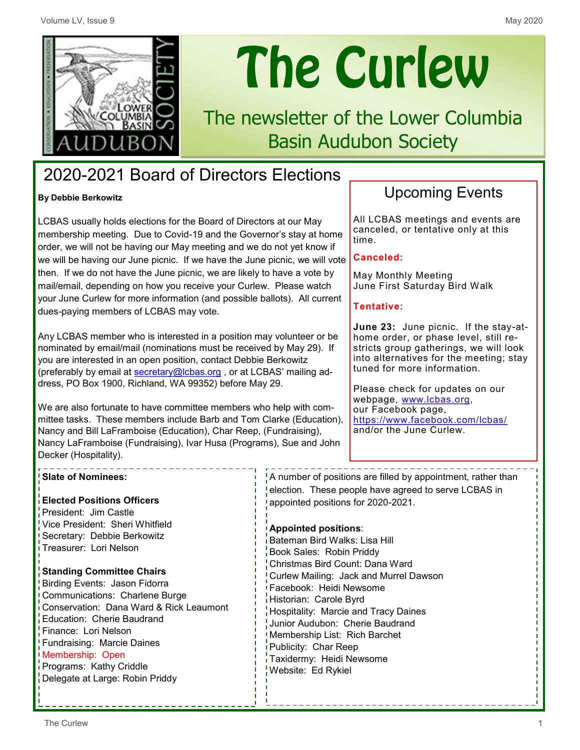# The Curlew

The newsletter of the Lower Columbia Basin Audubon Society

## 2020-2021 Board of Directors Elections

**By Debbie Berkowitz**

LCBAS usually holds elections for the Board of Directors at our May membership meeting. Due to Covid-19 and the Governor's stay at home order, we will not be having our May meeting and we do not yet know if we will be having our June picnic. If we have the June picnic, we will vote then. If we do not have the June picnic, we are likely to have a vote by mail/email, depending on how you receive your Curlew. Please watch your June Curlew for more information (and possible ballots). All current dues-paying members of LCBAS may vote.

Any LCBAS member who is interested in a position may volunteer or be nominated by email/mail (nominations must be received by May 29). If you are interested in an open position, contact Debbie Berkowitz (preferably by email at secretary@lcbas.org , or at LCBAS' mailing address, PO Box 1900, Richland, WA 99352) before May 29.

We are also fortunate to have committee members who help with committee tasks. These members include Barb and Tom Clarke (Education), Nancy and Bill LaFramboise (Education), Char Reep, (Fundraising), Nancy LaFramboise (Fundraising), Ivar Husa (Programs), Sue and John Decker (Hospitality).

**Slate of Nominees:**

**Elected Positions Officers**
President: Jim Castle
Vice President: Sheri Whitfield
Secretary: Debbie Berkowitz
Treasurer: Lori Nelson

**Standing Committee Chairs**
Birding Events: Jason Fidorra
Communications: Charlene Burge
Conservation: Dana Ward & Rick Leaumont
Education: Cherie Baudrand
Finance: Lori Nelson
Fundraising: Marcie Daines
Membership: Open
Programs: Kathy Criddle
Delegate at Large: Robin Priddy

A number of positions are filled by appointment, rather than election. These people have agreed to serve LCBAS in appointed positions for 2020-2021.

**Appointed positions**:
Bateman Bird Walks: Lisa Hill
Book Sales: Robin Priddy
Christmas Bird Count: Dana Ward
Curlew Mailing: Jack and Murrel Dawson
Facebook: Heidi Newsome
Historian: Carole Byrd
Hospitality: Marcie and Tracy Daines
Junior Audubon: Cherie Baudrand
Membership List: Rich Barchet
Publicity: Char Reep
Taxidermy: Heidi Newsome
Website: Ed Rykiel

## Upcoming Events

All LCBAS meetings and events are canceled, or tentative only at this time.

**Canceled:**

May Monthly Meeting
June First Saturday Bird Walk

**Tentative:**

**June 23:** June picnic. If the stay-at-home order, or phase level, still restricts group gatherings, we will look into alternatives for the meeting; stay tuned for more information.

Please check for updates on our webpage, www.lcbas.org, our Facebook page, https://www.facebook.com/lcbas/ and/or the June Curlew.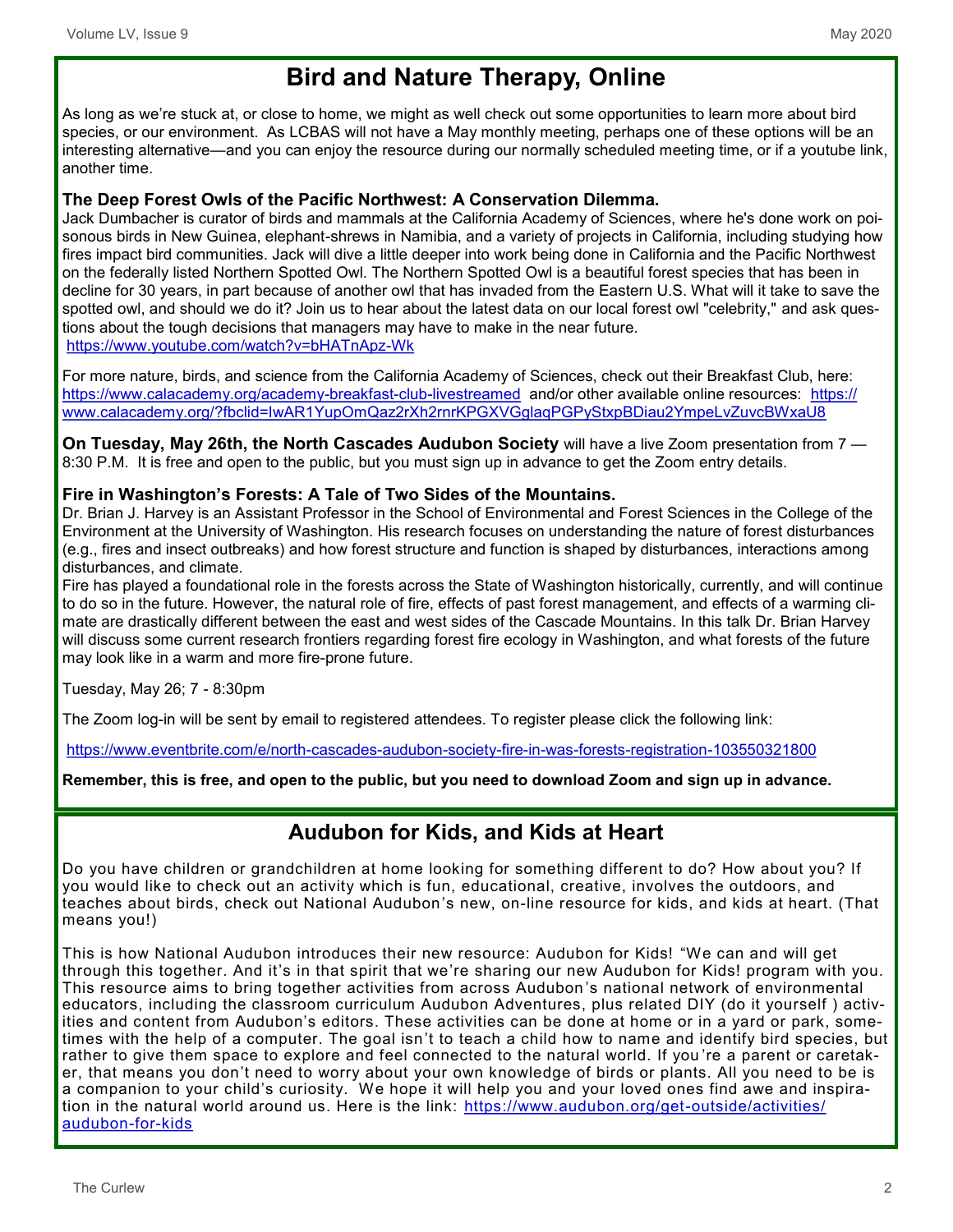## Bird and Nature Therapy, Online

As long as we're stuck at, or close to home, we might as well check out some opportunities to learn more about bird species, or our environment. As LCBAS will not have a May monthly meeting, perhaps one of these options will be an interesting alternative—and you can enjoy the resource during our normally scheduled meeting time, or if a youtube link, another time.

**The Deep Forest Owls of the Pacific Northwest: A Conservation Dilemma.**

Jack Dumbacher is curator of birds and mammals at the California Academy of Sciences, where he's done work on poisonous birds in New Guinea, elephant-shrews in Namibia, and a variety of projects in California, including studying how fires impact bird communities. Jack will dive a little deeper into work being done in California and the Pacific Northwest on the federally listed Northern Spotted Owl. The Northern Spotted Owl is a beautiful forest species that has been in decline for 30 years, in part because of another owl that has invaded from the Eastern U.S. What will it take to save the spotted owl, and should we do it? Join us to hear about the latest data on our local forest owl "celebrity," and ask questions about the tough decisions that managers may have to make in the near future.

https://www.youtube.com/watch?v=bHATnApz-Wk

For more nature, birds, and science from the California Academy of Sciences, check out their Breakfast Club, here: https://www.calacademy.org/academy-breakfast-club-livestreamed and/or other available online resources: https://www.calacademy.org/?fbclid=IwAR1YupOmQaz2rXh2rnrKPGXVGglaqPGPyStxpBDiau2YmpeLvZuvcBWxaU8

**On Tuesday, May 26th, the North Cascades Audubon Society** will have a live Zoom presentation from 7 — 8:30 P.M. It is free and open to the public, but you must sign up in advance to get the Zoom entry details.

**Fire in Washington's Forests: A Tale of Two Sides of the Mountains.**

Dr. Brian J. Harvey is an Assistant Professor in the School of Environmental and Forest Sciences in the College of the Environment at the University of Washington. His research focuses on understanding the nature of forest disturbances (e.g., fires and insect outbreaks) and how forest structure and function is shaped by disturbances, interactions among disturbances, and climate.

Fire has played a foundational role in the forests across the State of Washington historically, currently, and will continue to do so in the future. However, the natural role of fire, effects of past forest management, and effects of a warming climate are drastically different between the east and west sides of the Cascade Mountains. In this talk Dr. Brian Harvey will discuss some current research frontiers regarding forest fire ecology in Washington, and what forests of the future may look like in a warm and more fire-prone future.

Tuesday, May 26; 7 - 8:30pm

The Zoom log-in will be sent by email to registered attendees. To register please click the following link:

https://www.eventbrite.com/e/north-cascades-audubon-society-fire-in-was-forests-registration-103550321800

**Remember, this is free, and open to the public, but you need to download Zoom and sign up in advance.**

## Audubon for Kids, and Kids at Heart

Do you have children or grandchildren at home looking for something different to do? How about you? If you would like to check out an activity which is fun, educational, creative, involves the outdoors, and teaches about birds, check out National Audubon's new, on-line resource for kids, and kids at heart. (That means you!)

This is how National Audubon introduces their new resource: Audubon for Kids! "We can and will get through this together. And it's in that spirit that we're sharing our new Audubon for Kids! program with you. This resource aims to bring together activities from across Audubon's national network of environmental educators, including the classroom curriculum Audubon Adventures, plus related DIY (do it yourself ) activities and content from Audubon's editors. These activities can be done at home or in a yard or park, sometimes with the help of a computer. The goal isn't to teach a child how to name and identify bird species, but rather to give them space to explore and feel connected to the natural world. If you're a parent or caretaker, that means you don't need to worry about your own knowledge of birds or plants. All you need to be is a companion to your child's curiosity. We hope it will help you and your loved ones find awe and inspiration in the natural world around us. Here is the link: https://www.audubon.org/get-outside/activities/audubon-for-kids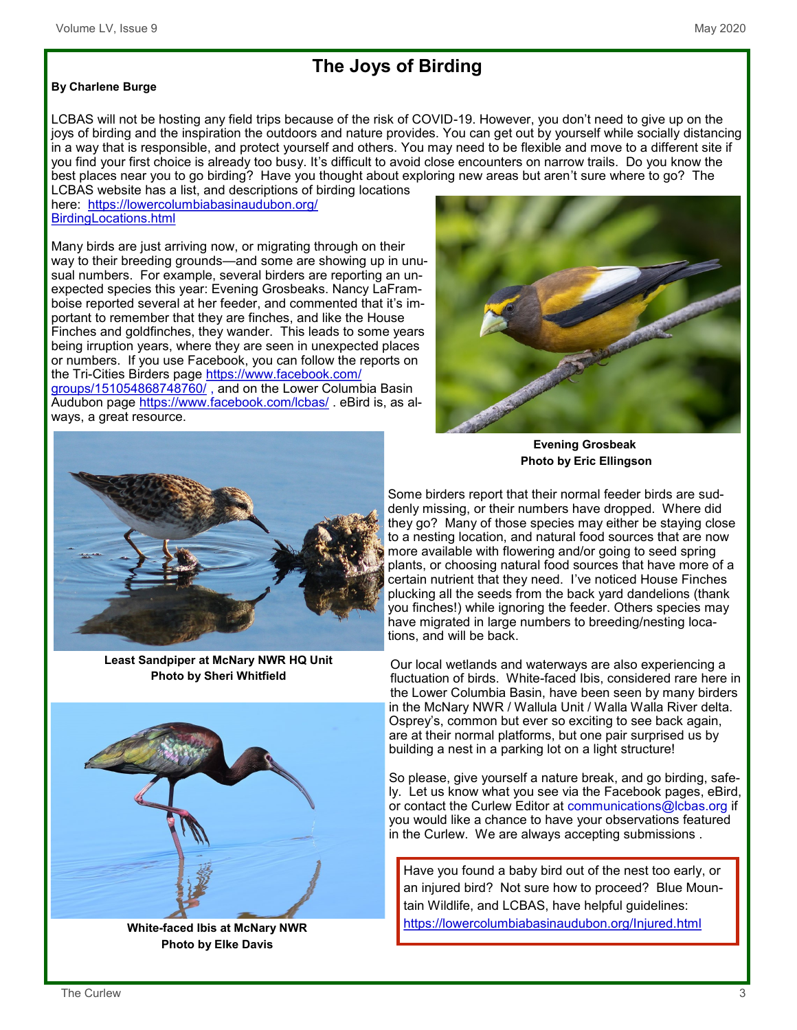# The Joys of Birding

**By Charlene Burge**

LCBAS will not be hosting any field trips because of the risk of COVID-19. However, you don't need to give up on the joys of birding and the inspiration the outdoors and nature provides. You can get out by yourself while socially distancing in a way that is responsible, and protect yourself and others. You may need to be flexible and move to a different site if you find your first choice is already too busy. It's difficult to avoid close encounters on narrow trails. Do you know the best places near you to go birding? Have you thought about exploring new areas but aren't sure where to go? The LCBAS website has a list, and descriptions of birding locations here: https://lowercolumbiabasinaudubon.org/BirdingLocations.html

Many birds are just arriving now, or migrating through on their way to their breeding grounds—and some are showing up in unusual numbers. For example, several birders are reporting an unexpected species this year: Evening Grosbeaks. Nancy LaFramboise reported several at her feeder, and commented that it's important to remember that they are finches, and like the House Finches and goldfinches, they wander. This leads to some years being irruption years, where they are seen in unexpected places or numbers. If you use Facebook, you can follow the reports on the Tri-Cities Birders page https://www.facebook.com/groups/151054868748760/ , and on the Lower Columbia Basin Audubon page https://www.facebook.com/lcbas/ . eBird is, as always, a great resource.

**Evening Grosbeak**
**Photo by Eric Ellingson**

Some birders report that their normal feeder birds are suddenly missing, or their numbers have dropped. Where did they go? Many of those species may either be staying close to a nesting location, and natural food sources that are now more available with flowering and/or going to seed spring plants, or choosing natural food sources that have more of a certain nutrient that they need. I've noticed House Finches plucking all the seeds from the back yard dandelions (thank you finches!) while ignoring the feeder. Others species may have migrated in large numbers to breeding/nesting locations, and will be back.

**Least Sandpiper at McNary NWR HQ Unit**
**Photo by Sheri Whitfield**

Our local wetlands and waterways are also experiencing a fluctuation of birds. White-faced Ibis, considered rare here in the Lower Columbia Basin, have been seen by many birders in the McNary NWR / Wallula Unit / Walla Walla River delta. Osprey's, common but ever so exciting to see back again, are at their normal platforms, but one pair surprised us by building a nest in a parking lot on a light structure!

So please, give yourself a nature break, and go birding, safely. Let us know what you see via the Facebook pages, eBird, or contact the Curlew Editor at communications@lcbas.org if you would like a chance to have your observations featured in the Curlew. We are always accepting submissions .

**White-faced Ibis at McNary NWR**
**Photo by Elke Davis**

Have you found a baby bird out of the nest too early, or an injured bird? Not sure how to proceed? Blue Mountain Wildlife, and LCBAS, have helpful guidelines: https://lowercolumbiabasinaudubon.org/Injured.html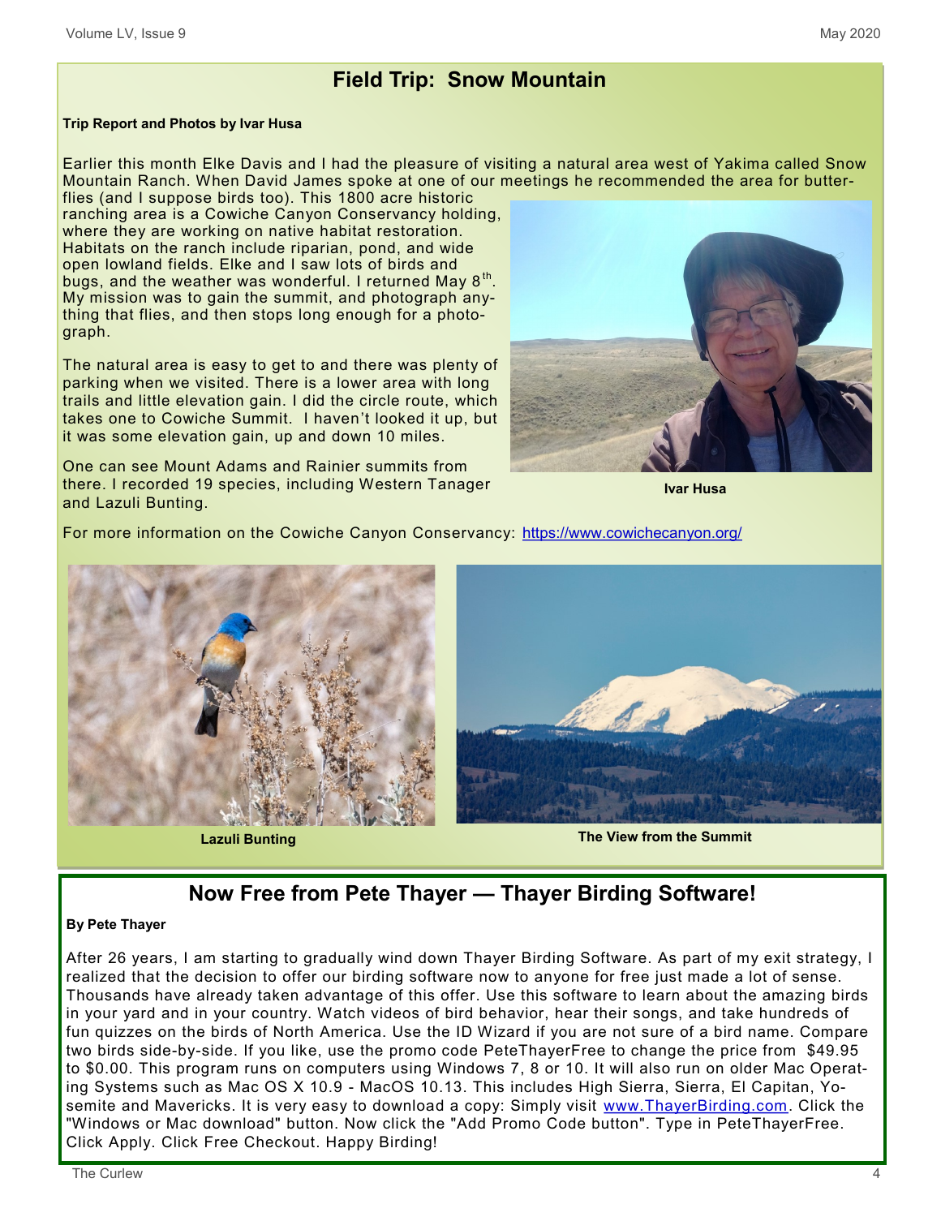## Field Trip: Snow Mountain

**Trip Report and Photos by Ivar Husa**

Earlier this month Elke Davis and I had the pleasure of visiting a natural area west of Yakima called Snow Mountain Ranch. When David James spoke at one of our meetings he recommended the area for butterflies (and I suppose birds too). This 1800 acre historic ranching area is a Cowiche Canyon Conservancy holding, where they are working on native habitat restoration. Habitats on the ranch include riparian, pond, and wide open lowland fields. Elke and I saw lots of birds and bugs, and the weather was wonderful. I returned May 8th. My mission was to gain the summit, and photograph anything that flies, and then stops long enough for a photograph.

The natural area is easy to get to and there was plenty of parking when we visited. There is a lower area with long trails and little elevation gain. I did the circle route, which takes one to Cowiche Summit. I haven't looked it up, but it was some elevation gain, up and down 10 miles.

One can see Mount Adams and Rainier summits from there. I recorded 19 species, including Western Tanager and Lazuli Bunting.

**Ivar Husa**

For more information on the Cowiche Canyon Conservancy: https://www.cowichecanyon.org/

**Lazuli Bunting**

**The View from the Summit**

## Now Free from Pete Thayer — Thayer Birding Software!

**By Pete Thayer**

After 26 years, I am starting to gradually wind down Thayer Birding Software. As part of my exit strategy, I realized that the decision to offer our birding software now to anyone for free just made a lot of sense. Thousands have already taken advantage of this offer. Use this software to learn about the amazing birds in your yard and in your country. Watch videos of bird behavior, hear their songs, and take hundreds of fun quizzes on the birds of North America. Use the ID Wizard if you are not sure of a bird name. Compare two birds side-by-side. If you like, use the promo code PeteThayerFree to change the price from $49.95 to $0.00. This program runs on computers using Windows 7, 8 or 10. It will also run on older Mac Operating Systems such as Mac OS X 10.9 - MacOS 10.13. This includes High Sierra, Sierra, El Capitan, Yosemite and Mavericks. It is very easy to download a copy: Simply visit www.ThayerBirding.com. Click the "Windows or Mac download" button. Now click the "Add Promo Code button". Type in PeteThayerFree. Click Apply. Click Free Checkout. Happy Birding!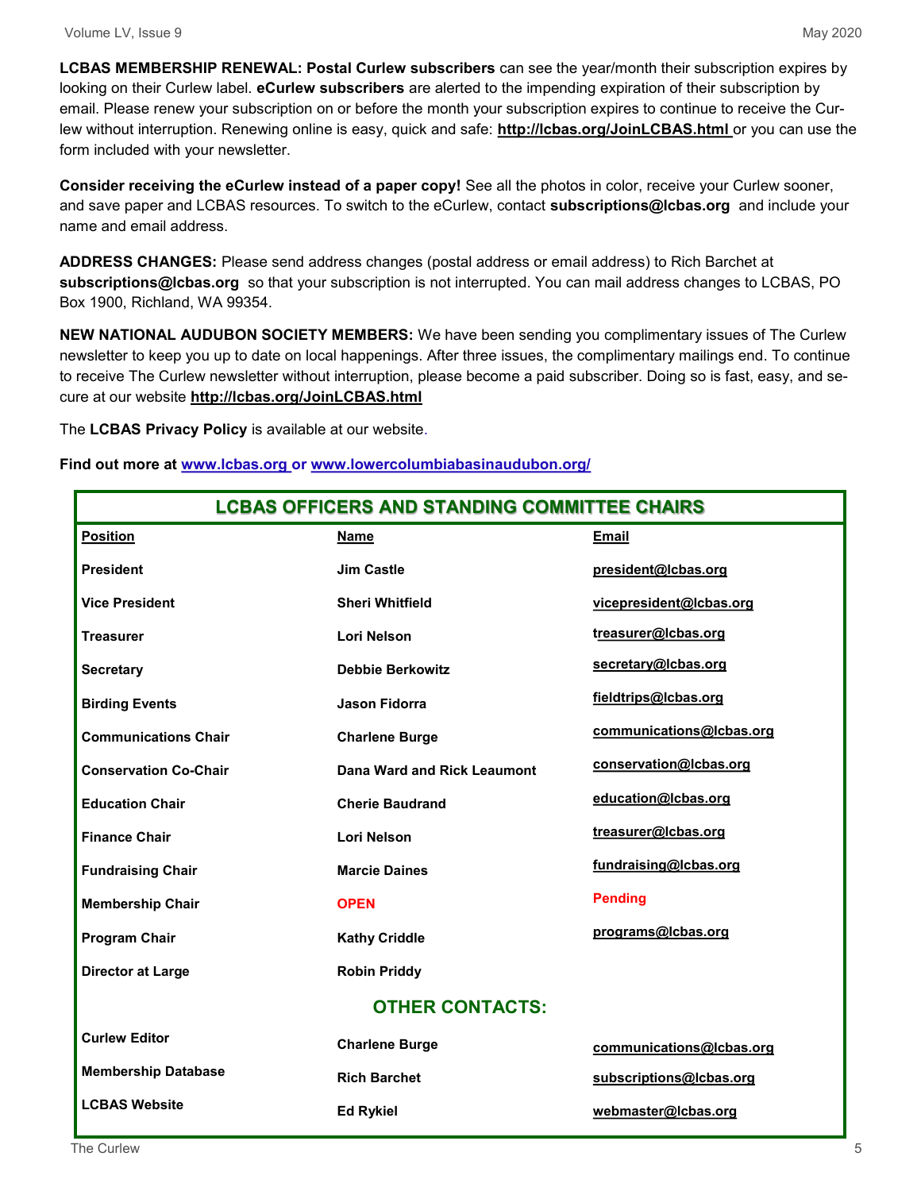**LCBAS MEMBERSHIP RENEWAL: Postal Curlew subscribers** can see the year/month their subscription expires by looking on their Curlew label. **eCurlew subscribers** are alerted to the impending expiration of their subscription by email. Please renew your subscription on or before the month your subscription expires to continue to receive the Curlew without interruption. Renewing online is easy, quick and safe: **http://lcbas.org/JoinLCBAS.html** or you can use the form included with your newsletter.

**Consider receiving the eCurlew instead of a paper copy!** See all the photos in color, receive your Curlew sooner, and save paper and LCBAS resources. To switch to the eCurlew, contact **subscriptions@lcbas.org** and include your name and email address.

**ADDRESS CHANGES:** Please send address changes (postal address or email address) to Rich Barchet at **subscriptions@lcbas.org** so that your subscription is not interrupted. You can mail address changes to LCBAS, PO Box 1900, Richland, WA 99354.

**NEW NATIONAL AUDUBON SOCIETY MEMBERS:** We have been sending you complimentary issues of The Curlew newsletter to keep you up to date on local happenings. After three issues, the complimentary mailings end. To continue to receive The Curlew newsletter without interruption, please become a paid subscriber. Doing so is fast, easy, and secure at our website **http://lcbas.org/JoinLCBAS.html**

The **LCBAS Privacy Policy** is available at our website.

**Find out more at www.lcbas.org or www.lowercolumbiabasinaudubon.org/**

## LCBAS OFFICERS AND STANDING COMMITTEE CHAIRS

| Position | Name | Email |
|---|---|---|
| President | Jim Castle | president@lcbas.org |
| Vice President | Sheri Whitfield | vicepresident@lcbas.org |
| Treasurer | Lori Nelson | treasurer@lcbas.org |
| Secretary | Debbie Berkowitz | secretary@lcbas.org |
| Birding Events | Jason Fidorra | fieldtrips@lcbas.org |
| Communications Chair | Charlene Burge | communications@lcbas.org |
| Conservation Co-Chair | Dana Ward and Rick Leaumont | conservation@lcbas.org |
| Education Chair | Cherie Baudrand | education@lcbas.org |
| Finance Chair | Lori Nelson | treasurer@lcbas.org |
| Fundraising Chair | Marcie Daines | fundraising@lcbas.org |
| Membership Chair | OPEN | Pending |
| Program Chair | Kathy Criddle | programs@lcbas.org |
| Director at Large | Robin Priddy | |

### OTHER CONTACTS:

| Position | Name | Email |
|---|---|---|
| Curlew Editor | Charlene Burge | communications@lcbas.org |
| Membership Database | Rich Barchet | subscriptions@lcbas.org |
| LCBAS Website | Ed Rykiel | webmaster@lcbas.org |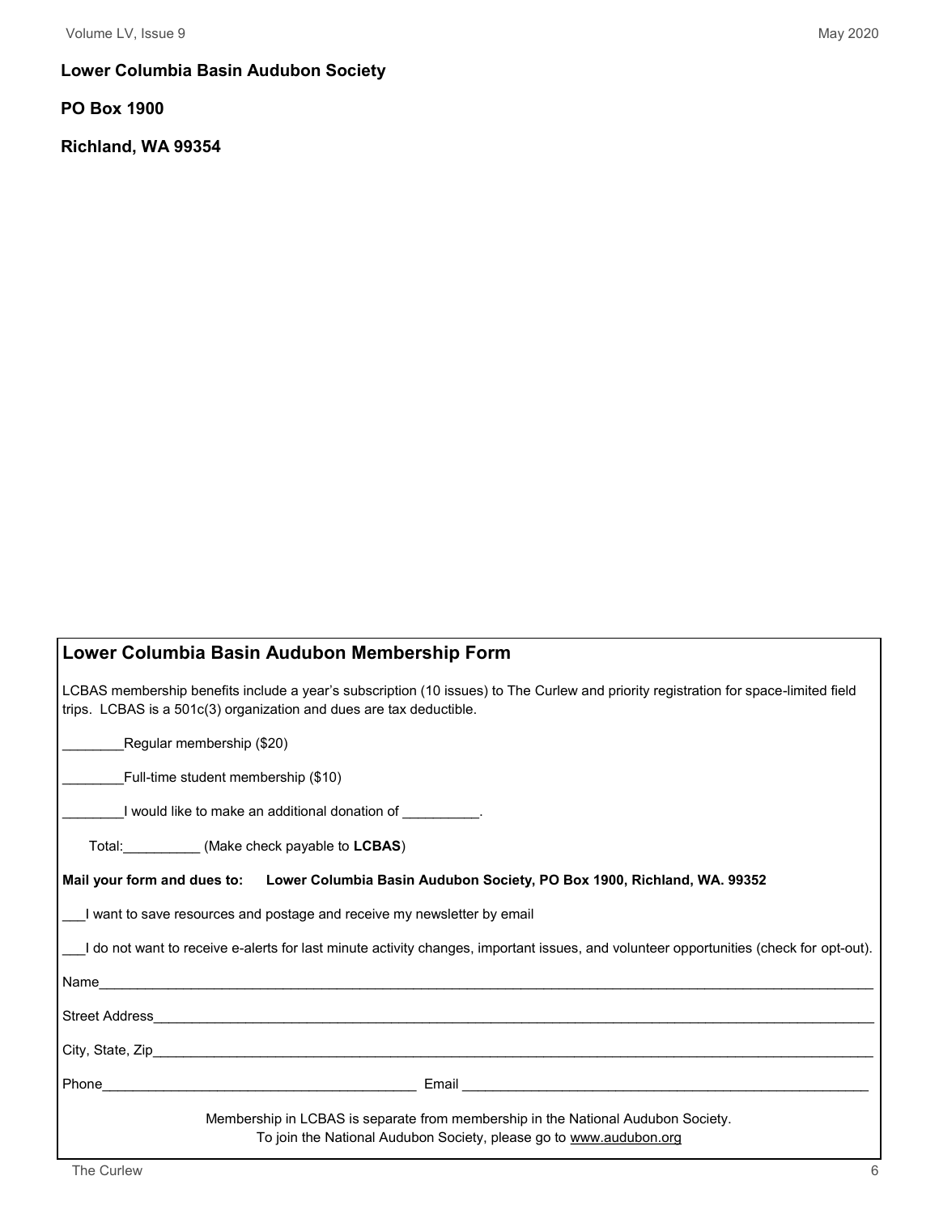**Lower Columbia Basin Audubon Society**

**PO Box 1900**

**Richland, WA 99354**

## Lower Columbia Basin Audubon Membership Form

LCBAS membership benefits include a year's subscription (10 issues) to The Curlew and priority registration for space-limited field trips. LCBAS is a 501c(3) organization and dues are tax deductible.

________Regular membership ($20)

________Full-time student membership ($10)

________I would like to make an additional donation of __________.

Total:__________ (Make check payable to **LCBAS**)

**Mail your form and dues to: Lower Columbia Basin Audubon Society, PO Box 1900, Richland, WA. 99352**

___I want to save resources and postage and receive my newsletter by email

___I do not want to receive e-alerts for last minute activity changes, important issues, and volunteer opportunities (check for opt-out).

Name____________________________________________________________

Street Address______________________________________________________

City, State, Zip_____________________________________________________

Phone__________________________________ Email __________________________________

Membership in LCBAS is separate from membership in the National Audubon Society.
To join the National Audubon Society, please go to www.audubon.org